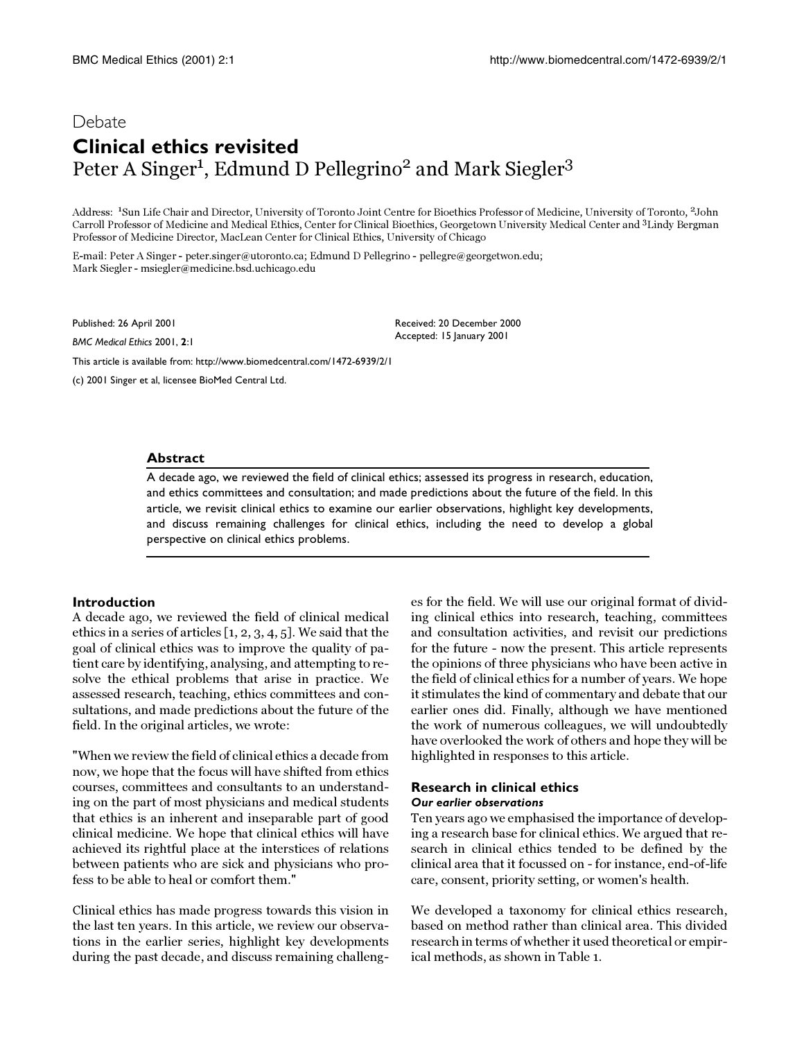Debate

# Clinical ethics revisited

Peter A Singer[1], Edmund D Pellegrino[2] and Mark Siegler[3]

Address: [1]Sun Life Chair and Director, University of Toronto Joint Centre for Bioethics Professor of Medicine, University of Toronto, [2]John Carroll Professor of Medicine and Medical Ethics, Center for Clinical Bioethics, Georgetown University Medical Center and [3]Lindy Bergman Professor of Medicine Director, MacLean Center for Clinical Ethics, University of Chicago

E-mail: Peter A Singer - peter.singer@utoronto.ca; Edmund D Pellegrino - pellegre@georgetwon.edu; Mark Siegler - msiegler@medicine.bsd.uchicago.edu

Published: 26 April 2001

*BMC Medical Ethics* 2001, **2**:1

Received: 20 December 2000
Accepted: 15 January 2001

This article is available from: http://www.biomedcentral.com/1472-6939/2/1

(c) 2001 Singer et al, licensee BioMed Central Ltd.

## Abstract

A decade ago, we reviewed the field of clinical ethics; assessed its progress in research, education, and ethics committees and consultation; and made predictions about the future of the field. In this article, we revisit clinical ethics to examine our earlier observations, highlight key developments, and discuss remaining challenges for clinical ethics, including the need to develop a global perspective on clinical ethics problems.

## Introduction

A decade ago, we reviewed the field of clinical medical ethics in a series of articles [1, 2, 3, 4, 5]. We said that the goal of clinical ethics was to improve the quality of patient care by identifying, analysing, and attempting to resolve the ethical problems that arise in practice. We assessed research, teaching, ethics committees and consultations, and made predictions about the future of the field. In the original articles, we wrote:

"When we review the field of clinical ethics a decade from now, we hope that the focus will have shifted from ethics courses, committees and consultants to an understanding on the part of most physicians and medical students that ethics is an inherent and inseparable part of good clinical medicine. We hope that clinical ethics will have achieved its rightful place at the interstices of relations between patients who are sick and physicians who profess to be able to heal or comfort them."

Clinical ethics has made progress towards this vision in the last ten years. In this article, we review our observations in the earlier series, highlight key developments during the past decade, and discuss remaining challenges for the field. We will use our original format of dividing clinical ethics into research, teaching, committees and consultation activities, and revisit our predictions for the future - now the present. This article represents the opinions of three physicians who have been active in the field of clinical ethics for a number of years. We hope it stimulates the kind of commentary and debate that our earlier ones did. Finally, although we have mentioned the work of numerous colleagues, we will undoubtedly have overlooked the work of others and hope they will be highlighted in responses to this article.

## Research in clinical ethics

### *Our earlier observations*

Ten years ago we emphasised the importance of developing a research base for clinical ethics. We argued that research in clinical ethics tended to be defined by the clinical area that it focussed on - for instance, end-of-life care, consent, priority setting, or women's health.

We developed a taxonomy for clinical ethics research, based on method rather than clinical area. This divided research in terms of whether it used theoretical or empirical methods, as shown in Table 1.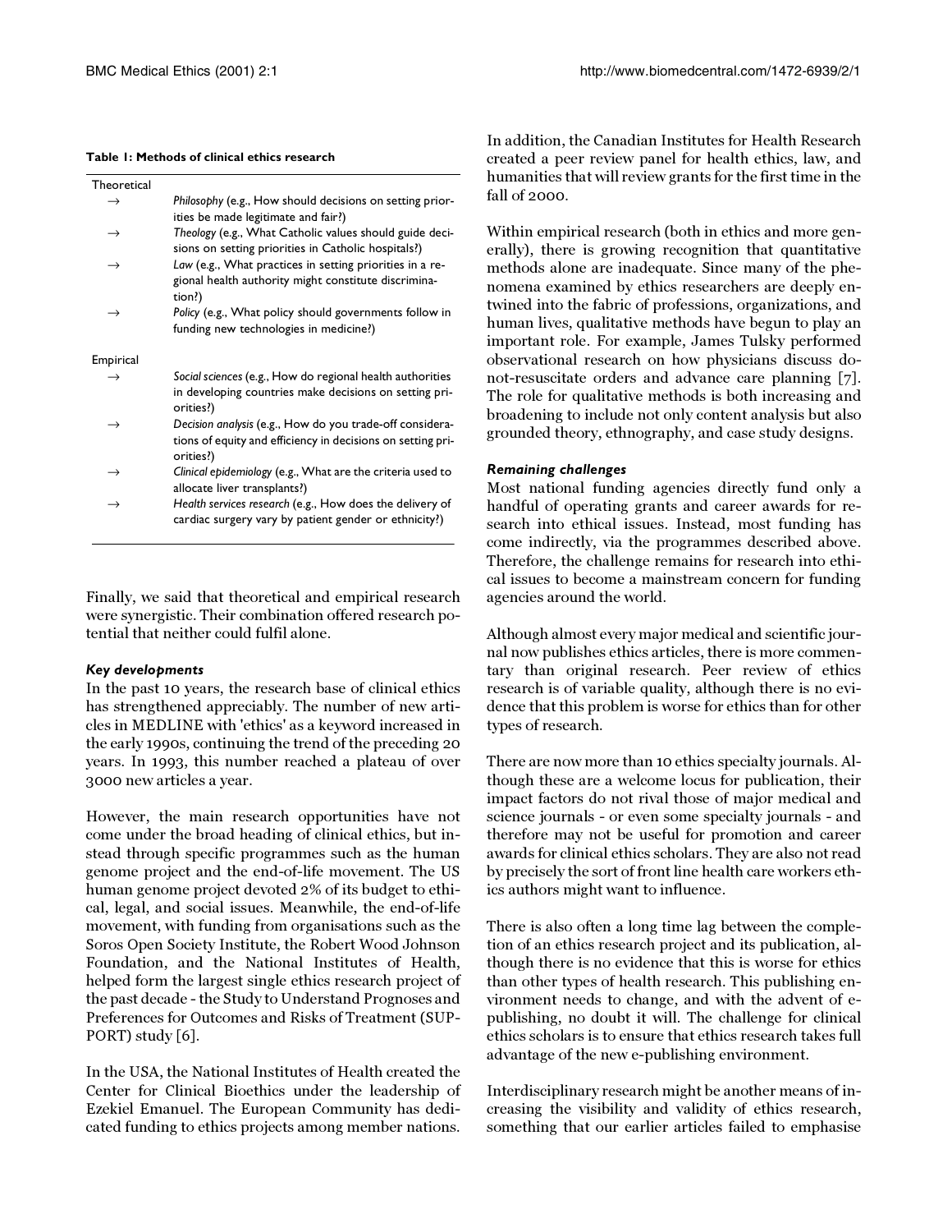**Table 1: Methods of clinical ethics research**

| | |
|---|---|
| Theoretical | |
| → | *Philosophy* (e.g., How should decisions on setting priorities be made legitimate and fair?) |
| → | *Theology* (e.g., What Catholic values should guide decisions on setting priorities in Catholic hospitals?) |
| → | *Law* (e.g., What practices in setting priorities in a regional health authority might constitute discrimination?) |
| → | *Policy* (e.g., What policy should governments follow in funding new technologies in medicine?) |
| Empirical | |
| → | *Social sciences* (e.g., How do regional health authorities in developing countries make decisions on setting priorities?) |
| → | *Decision analysis* (e.g., How do you trade-off considerations of equity and efficiency in decisions on setting priorities?) |
| → | *Clinical epidemiology* (e.g., What are the criteria used to allocate liver transplants?) |
| → | *Health services research* (e.g., How does the delivery of cardiac surgery vary by patient gender or ethnicity?) |

Finally, we said that theoretical and empirical research were synergistic. Their combination offered research potential that neither could fulfil alone.

### *Key developments*

In the past 10 years, the research base of clinical ethics has strengthened appreciably. The number of new articles in MEDLINE with 'ethics' as a keyword increased in the early 1990s, continuing the trend of the preceding 20 years. In 1993, this number reached a plateau of over 3000 new articles a year.

However, the main research opportunities have not come under the broad heading of clinical ethics, but instead through specific programmes such as the human genome project and the end-of-life movement. The US human genome project devoted 2% of its budget to ethical, legal, and social issues. Meanwhile, the end-of-life movement, with funding from organisations such as the Soros Open Society Institute, the Robert Wood Johnson Foundation, and the National Institutes of Health, helped form the largest single ethics research project of the past decade - the Study to Understand Prognoses and Preferences for Outcomes and Risks of Treatment (SUPPORT) study [6].

In the USA, the National Institutes of Health created the Center for Clinical Bioethics under the leadership of Ezekiel Emanuel. The European Community has dedicated funding to ethics projects among member nations. In addition, the Canadian Institutes for Health Research created a peer review panel for health ethics, law, and humanities that will review grants for the first time in the fall of 2000.

Within empirical research (both in ethics and more generally), there is growing recognition that quantitative methods alone are inadequate. Since many of the phenomena examined by ethics researchers are deeply entwined into the fabric of professions, organizations, and human lives, qualitative methods have begun to play an important role. For example, James Tulsky performed observational research on how physicians discuss do-not-resuscitate orders and advance care planning [7]. The role for qualitative methods is both increasing and broadening to include not only content analysis but also grounded theory, ethnography, and case study designs.

### *Remaining challenges*

Most national funding agencies directly fund only a handful of operating grants and career awards for research into ethical issues. Instead, most funding has come indirectly, via the programmes described above. Therefore, the challenge remains for research into ethical issues to become a mainstream concern for funding agencies around the world.

Although almost every major medical and scientific journal now publishes ethics articles, there is more commentary than original research. Peer review of ethics research is of variable quality, although there is no evidence that this problem is worse for ethics than for other types of research.

There are now more than 10 ethics specialty journals. Although these are a welcome locus for publication, their impact factors do not rival those of major medical and science journals - or even some specialty journals - and therefore may not be useful for promotion and career awards for clinical ethics scholars. They are also not read by precisely the sort of front line health care workers ethics authors might want to influence.

There is also often a long time lag between the completion of an ethics research project and its publication, although there is no evidence that this is worse for ethics than other types of health research. This publishing environment needs to change, and with the advent of e-publishing, no doubt it will. The challenge for clinical ethics scholars is to ensure that ethics research takes full advantage of the new e-publishing environment.

Interdisciplinary research might be another means of increasing the visibility and validity of ethics research, something that our earlier articles failed to emphasise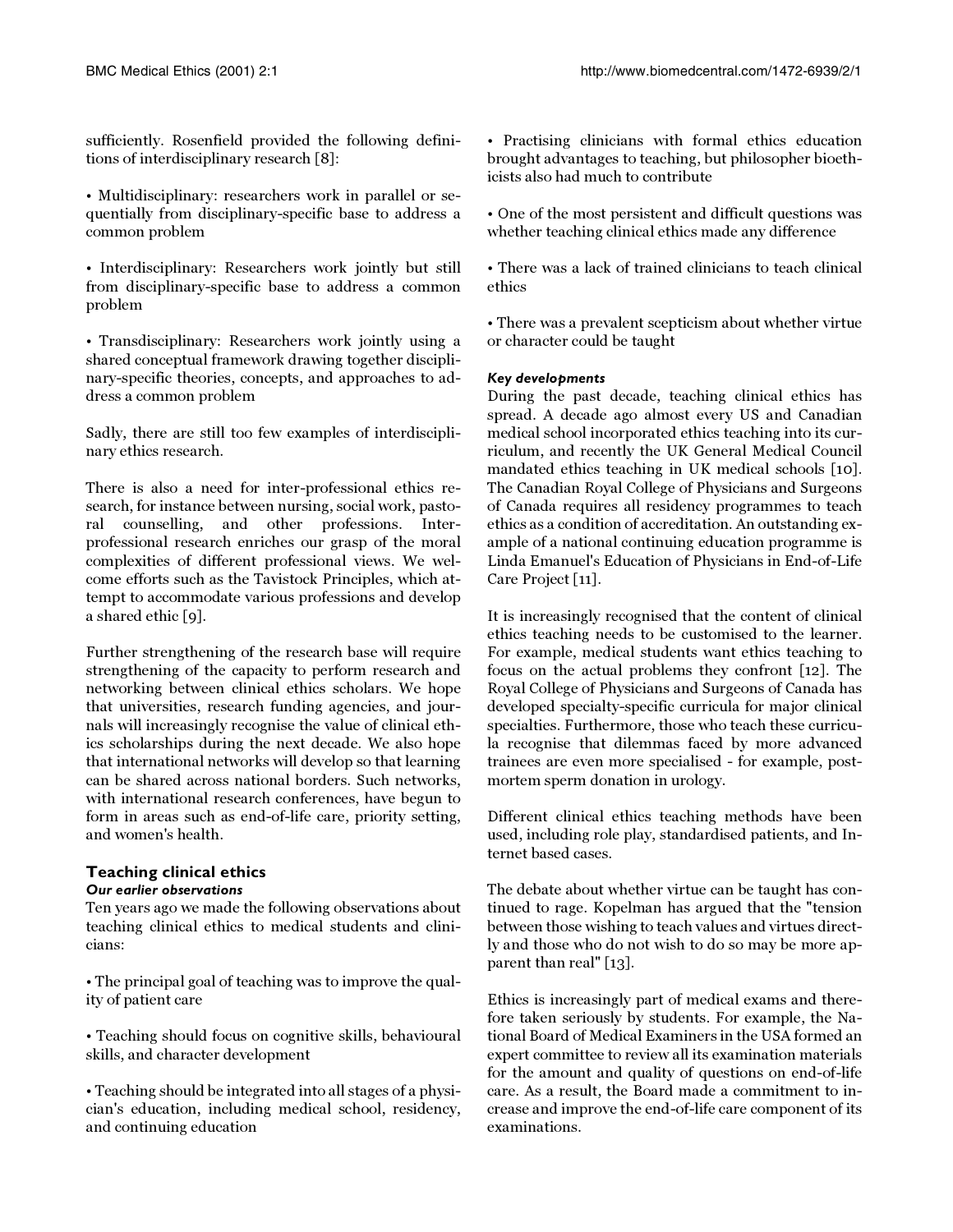sufficiently. Rosenfield provided the following definitions of interdisciplinary research [8]:

- Multidisciplinary: researchers work in parallel or sequentially from disciplinary-specific base to address a common problem

- Interdisciplinary: Researchers work jointly but still from disciplinary-specific base to address a common problem

- Transdisciplinary: Researchers work jointly using a shared conceptual framework drawing together disciplinary-specific theories, concepts, and approaches to address a common problem

Sadly, there are still too few examples of interdisciplinary ethics research.

There is also a need for inter-professional ethics research, for instance between nursing, social work, pastoral counselling, and other professions. Inter-professional research enriches our grasp of the moral complexities of different professional views. We welcome efforts such as the Tavistock Principles, which attempt to accommodate various professions and develop a shared ethic [9].

Further strengthening of the research base will require strengthening of the capacity to perform research and networking between clinical ethics scholars. We hope that universities, research funding agencies, and journals will increasingly recognise the value of clinical ethics scholarships during the next decade. We also hope that international networks will develop so that learning can be shared across national borders. Such networks, with international research conferences, have begun to form in areas such as end-of-life care, priority setting, and women's health.

## Teaching clinical ethics

### *Our earlier observations*

Ten years ago we made the following observations about teaching clinical ethics to medical students and clinicians:

- The principal goal of teaching was to improve the quality of patient care

- Teaching should focus on cognitive skills, behavioural skills, and character development

- Teaching should be integrated into all stages of a physician's education, including medical school, residency, and continuing education

- Practising clinicians with formal ethics education brought advantages to teaching, but philosopher bioethicists also had much to contribute

- One of the most persistent and difficult questions was whether teaching clinical ethics made any difference

- There was a lack of trained clinicians to teach clinical ethics

- There was a prevalent scepticism about whether virtue or character could be taught

### *Key developments*

During the past decade, teaching clinical ethics has spread. A decade ago almost every US and Canadian medical school incorporated ethics teaching into its curriculum, and recently the UK General Medical Council mandated ethics teaching in UK medical schools [10]. The Canadian Royal College of Physicians and Surgeons of Canada requires all residency programmes to teach ethics as a condition of accreditation. An outstanding example of a national continuing education programme is Linda Emanuel's Education of Physicians in End-of-Life Care Project [11].

It is increasingly recognised that the content of clinical ethics teaching needs to be customised to the learner. For example, medical students want ethics teaching to focus on the actual problems they confront [12]. The Royal College of Physicians and Surgeons of Canada has developed specialty-specific curricula for major clinical specialties. Furthermore, those who teach these curricula recognise that dilemmas faced by more advanced trainees are even more specialised - for example, post-mortem sperm donation in urology.

Different clinical ethics teaching methods have been used, including role play, standardised patients, and Internet based cases.

The debate about whether virtue can be taught has continued to rage. Kopelman has argued that the "tension between those wishing to teach values and virtues directly and those who do not wish to do so may be more apparent than real" [13].

Ethics is increasingly part of medical exams and therefore taken seriously by students. For example, the National Board of Medical Examiners in the USA formed an expert committee to review all its examination materials for the amount and quality of questions on end-of-life care. As a result, the Board made a commitment to increase and improve the end-of-life care component of its examinations.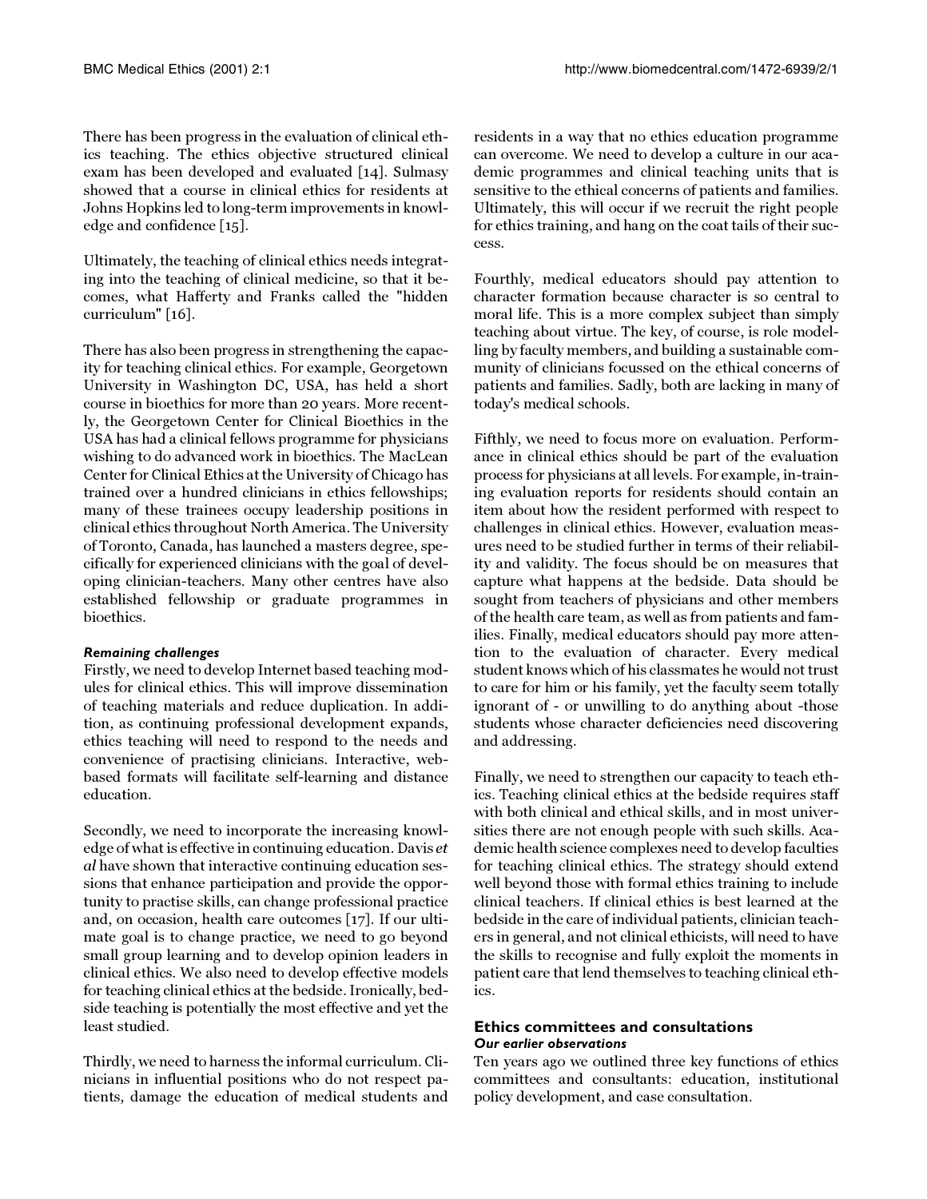There has been progress in the evaluation of clinical ethics teaching. The ethics objective structured clinical exam has been developed and evaluated [14]. Sulmasy showed that a course in clinical ethics for residents at Johns Hopkins led to long-term improvements in knowledge and confidence [15].

Ultimately, the teaching of clinical ethics needs integrating into the teaching of clinical medicine, so that it becomes, what Hafferty and Franks called the "hidden curriculum" [16].

There has also been progress in strengthening the capacity for teaching clinical ethics. For example, Georgetown University in Washington DC, USA, has held a short course in bioethics for more than 20 years. More recently, the Georgetown Center for Clinical Bioethics in the USA has had a clinical fellows programme for physicians wishing to do advanced work in bioethics. The MacLean Center for Clinical Ethics at the University of Chicago has trained over a hundred clinicians in ethics fellowships; many of these trainees occupy leadership positions in clinical ethics throughout North America. The University of Toronto, Canada, has launched a masters degree, specifically for experienced clinicians with the goal of developing clinician-teachers. Many other centres have also established fellowship or graduate programmes in bioethics.

#### *Remaining challenges*

Firstly, we need to develop Internet based teaching modules for clinical ethics. This will improve dissemination of teaching materials and reduce duplication. In addition, as continuing professional development expands, ethics teaching will need to respond to the needs and convenience of practising clinicians. Interactive, web-based formats will facilitate self-learning and distance education.

Secondly, we need to incorporate the increasing knowledge of what is effective in continuing education. Davis *et al* have shown that interactive continuing education sessions that enhance participation and provide the opportunity to practise skills, can change professional practice and, on occasion, health care outcomes [17]. If our ultimate goal is to change practice, we need to go beyond small group learning and to develop opinion leaders in clinical ethics. We also need to develop effective models for teaching clinical ethics at the bedside. Ironically, bedside teaching is potentially the most effective and yet the least studied.

Thirdly, we need to harness the informal curriculum. Clinicians in influential positions who do not respect patients, damage the education of medical students and residents in a way that no ethics education programme can overcome. We need to develop a culture in our academic programmes and clinical teaching units that is sensitive to the ethical concerns of patients and families. Ultimately, this will occur if we recruit the right people for ethics training, and hang on the coat tails of their success.

Fourthly, medical educators should pay attention to character formation because character is so central to moral life. This is a more complex subject than simply teaching about virtue. The key, of course, is role modelling by faculty members, and building a sustainable community of clinicians focussed on the ethical concerns of patients and families. Sadly, both are lacking in many of today's medical schools.

Fifthly, we need to focus more on evaluation. Performance in clinical ethics should be part of the evaluation process for physicians at all levels. For example, in-training evaluation reports for residents should contain an item about how the resident performed with respect to challenges in clinical ethics. However, evaluation measures need to be studied further in terms of their reliability and validity. The focus should be on measures that capture what happens at the bedside. Data should be sought from teachers of physicians and other members of the health care team, as well as from patients and families. Finally, medical educators should pay more attention to the evaluation of character. Every medical student knows which of his classmates he would not trust to care for him or his family, yet the faculty seem totally ignorant of - or unwilling to do anything about -those students whose character deficiencies need discovering and addressing.

Finally, we need to strengthen our capacity to teach ethics. Teaching clinical ethics at the bedside requires staff with both clinical and ethical skills, and in most universities there are not enough people with such skills. Academic health science complexes need to develop faculties for teaching clinical ethics. The strategy should extend well beyond those with formal ethics training to include clinical teachers. If clinical ethics is best learned at the bedside in the care of individual patients, clinician teachers in general, and not clinical ethicists, will need to have the skills to recognise and fully exploit the moments in patient care that lend themselves to teaching clinical ethics.

### Ethics committees and consultations

#### *Our earlier observations*

Ten years ago we outlined three key functions of ethics committees and consultants: education, institutional policy development, and case consultation.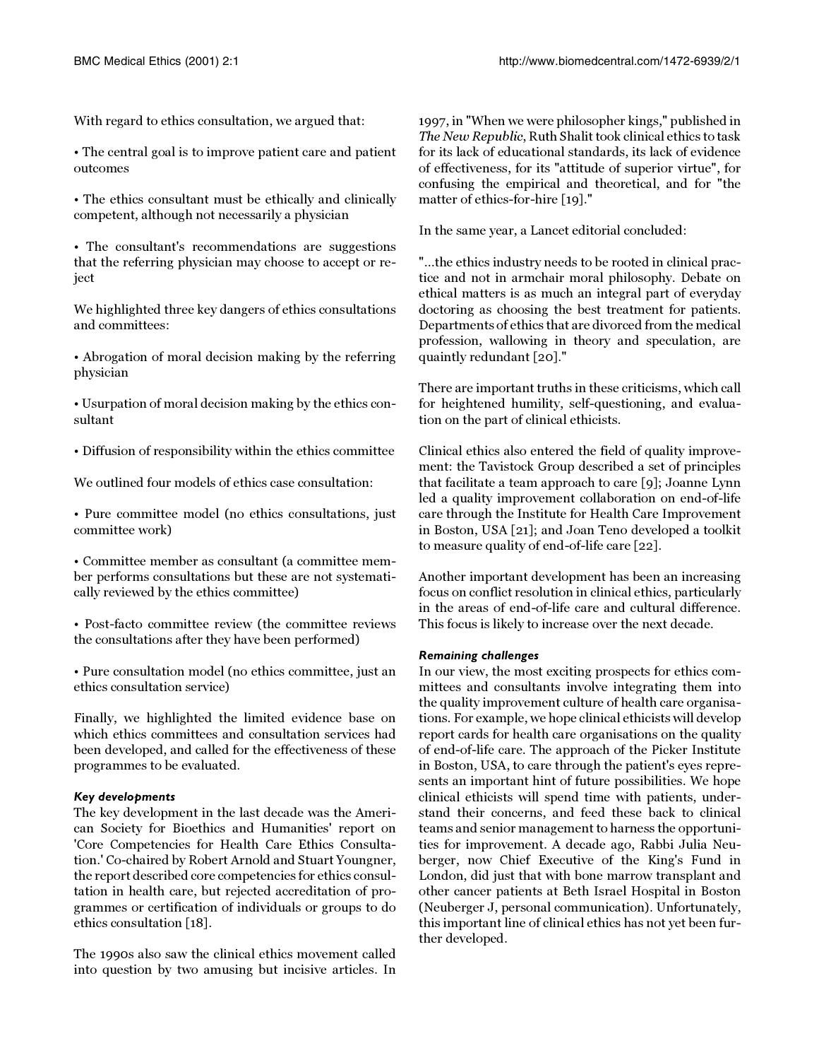With regard to ethics consultation, we argued that:

- The central goal is to improve patient care and patient outcomes
- The ethics consultant must be ethically and clinically competent, although not necessarily a physician
- The consultant's recommendations are suggestions that the referring physician may choose to accept or reject

We highlighted three key dangers of ethics consultations and committees:

- Abrogation of moral decision making by the referring physician
- Usurpation of moral decision making by the ethics consultant
- Diffusion of responsibility within the ethics committee

We outlined four models of ethics case consultation:

- Pure committee model (no ethics consultations, just committee work)
- Committee member as consultant (a committee member performs consultations but these are not systematically reviewed by the ethics committee)
- Post-facto committee review (the committee reviews the consultations after they have been performed)
- Pure consultation model (no ethics committee, just an ethics consultation service)

Finally, we highlighted the limited evidence base on which ethics committees and consultation services had been developed, and called for the effectiveness of these programmes to be evaluated.

#### *Key developments*

The key development in the last decade was the American Society for Bioethics and Humanities' report on 'Core Competencies for Health Care Ethics Consultation.' Co-chaired by Robert Arnold and Stuart Youngner, the report described core competencies for ethics consultation in health care, but rejected accreditation of programmes or certification of individuals or groups to do ethics consultation [18].

The 1990s also saw the clinical ethics movement called into question by two amusing but incisive articles. In 1997, in "When we were philosopher kings," published in *The New Republic*, Ruth Shalit took clinical ethics to task for its lack of educational standards, its lack of evidence of effectiveness, for its "attitude of superior virtue", for confusing the empirical and theoretical, and for "the matter of ethics-for-hire [19]."

In the same year, a Lancet editorial concluded:

"...the ethics industry needs to be rooted in clinical practice and not in armchair moral philosophy. Debate on ethical matters is as much an integral part of everyday doctoring as choosing the best treatment for patients. Departments of ethics that are divorced from the medical profession, wallowing in theory and speculation, are quaintly redundant [20]."

There are important truths in these criticisms, which call for heightened humility, self-questioning, and evaluation on the part of clinical ethicists.

Clinical ethics also entered the field of quality improvement: the Tavistock Group described a set of principles that facilitate a team approach to care [9]; Joanne Lynn led a quality improvement collaboration on end-of-life care through the Institute for Health Care Improvement in Boston, USA [21]; and Joan Teno developed a toolkit to measure quality of end-of-life care [22].

Another important development has been an increasing focus on conflict resolution in clinical ethics, particularly in the areas of end-of-life care and cultural difference. This focus is likely to increase over the next decade.

#### *Remaining challenges*

In our view, the most exciting prospects for ethics committees and consultants involve integrating them into the quality improvement culture of health care organisations. For example, we hope clinical ethicists will develop report cards for health care organisations on the quality of end-of-life care. The approach of the Picker Institute in Boston, USA, to care through the patient's eyes represents an important hint of future possibilities. We hope clinical ethicists will spend time with patients, understand their concerns, and feed these back to clinical teams and senior management to harness the opportunities for improvement. A decade ago, Rabbi Julia Neuberger, now Chief Executive of the King's Fund in London, did just that with bone marrow transplant and other cancer patients at Beth Israel Hospital in Boston (Neuberger J, personal communication). Unfortunately, this important line of clinical ethics has not yet been further developed.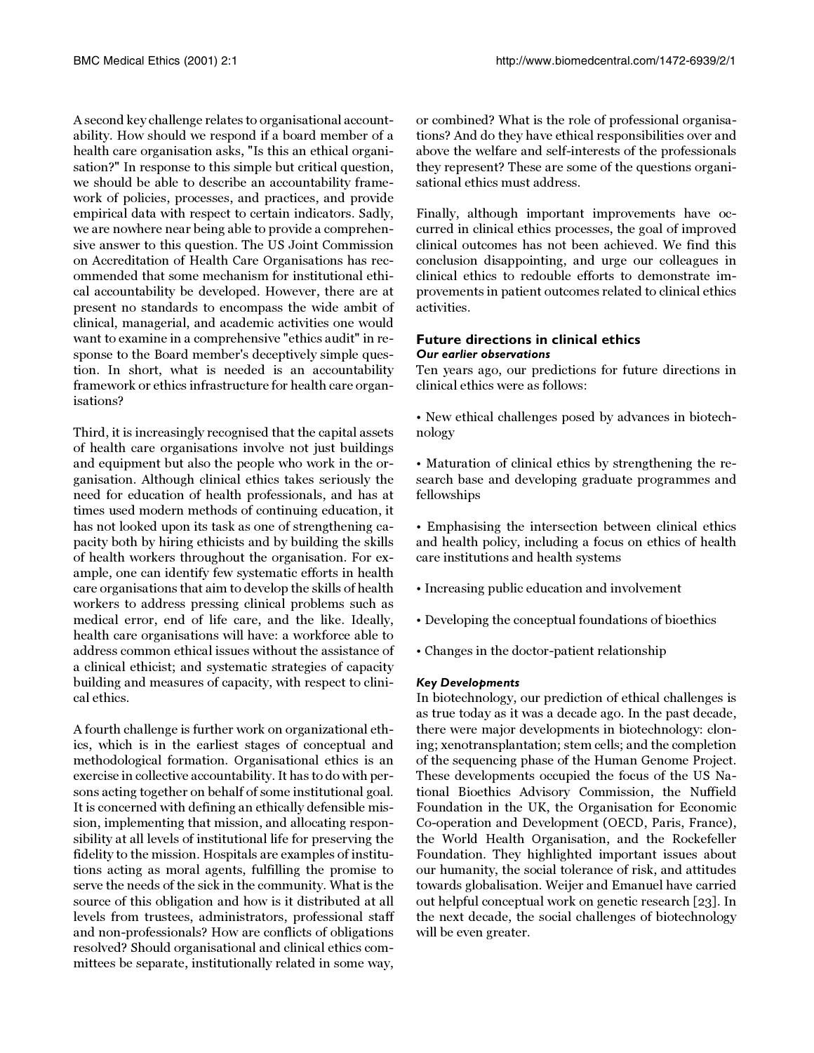A second key challenge relates to organisational accountability. How should we respond if a board member of a health care organisation asks, "Is this an ethical organisation?" In response to this simple but critical question, we should be able to describe an accountability framework of policies, processes, and practices, and provide empirical data with respect to certain indicators. Sadly, we are nowhere near being able to provide a comprehensive answer to this question. The US Joint Commission on Accreditation of Health Care Organisations has recommended that some mechanism for institutional ethical accountability be developed. However, there are at present no standards to encompass the wide ambit of clinical, managerial, and academic activities one would want to examine in a comprehensive "ethics audit" in response to the Board member's deceptively simple question. In short, what is needed is an accountability framework or ethics infrastructure for health care organisations?

Third, it is increasingly recognised that the capital assets of health care organisations involve not just buildings and equipment but also the people who work in the organisation. Although clinical ethics takes seriously the need for education of health professionals, and has at times used modern methods of continuing education, it has not looked upon its task as one of strengthening capacity both by hiring ethicists and by building the skills of health workers throughout the organisation. For example, one can identify few systematic efforts in health care organisations that aim to develop the skills of health workers to address pressing clinical problems such as medical error, end of life care, and the like. Ideally, health care organisations will have: a workforce able to address common ethical issues without the assistance of a clinical ethicist; and systematic strategies of capacity building and measures of capacity, with respect to clinical ethics.

A fourth challenge is further work on organizational ethics, which is in the earliest stages of conceptual and methodological formation. Organisational ethics is an exercise in collective accountability. It has to do with persons acting together on behalf of some institutional goal. It is concerned with defining an ethically defensible mission, implementing that mission, and allocating responsibility at all levels of institutional life for preserving the fidelity to the mission. Hospitals are examples of institutions acting as moral agents, fulfilling the promise to serve the needs of the sick in the community. What is the source of this obligation and how is it distributed at all levels from trustees, administrators, professional staff and non-professionals? How are conflicts of obligations resolved? Should organisational and clinical ethics committees be separate, institutionally related in some way, or combined? What is the role of professional organisations? And do they have ethical responsibilities over and above the welfare and self-interests of the professionals they represent? These are some of the questions organisational ethics must address.

Finally, although important improvements have occurred in clinical ethics processes, the goal of improved clinical outcomes has not been achieved. We find this conclusion disappointing, and urge our colleagues in clinical ethics to redouble efforts to demonstrate improvements in patient outcomes related to clinical ethics activities.

## Future directions in clinical ethics

### *Our earlier observations*

Ten years ago, our predictions for future directions in clinical ethics were as follows:

- New ethical challenges posed by advances in biotechnology
- Maturation of clinical ethics by strengthening the research base and developing graduate programmes and fellowships
- Emphasising the intersection between clinical ethics and health policy, including a focus on ethics of health care institutions and health systems
- Increasing public education and involvement
- Developing the conceptual foundations of bioethics
- Changes in the doctor-patient relationship

### *Key Developments*

In biotechnology, our prediction of ethical challenges is as true today as it was a decade ago. In the past decade, there were major developments in biotechnology: cloning; xenotransplantation; stem cells; and the completion of the sequencing phase of the Human Genome Project. These developments occupied the focus of the US National Bioethics Advisory Commission, the Nuffield Foundation in the UK, the Organisation for Economic Co-operation and Development (OECD, Paris, France), the World Health Organisation, and the Rockefeller Foundation. They highlighted important issues about our humanity, the social tolerance of risk, and attitudes towards globalisation. Weijer and Emanuel have carried out helpful conceptual work on genetic research [23]. In the next decade, the social challenges of biotechnology will be even greater.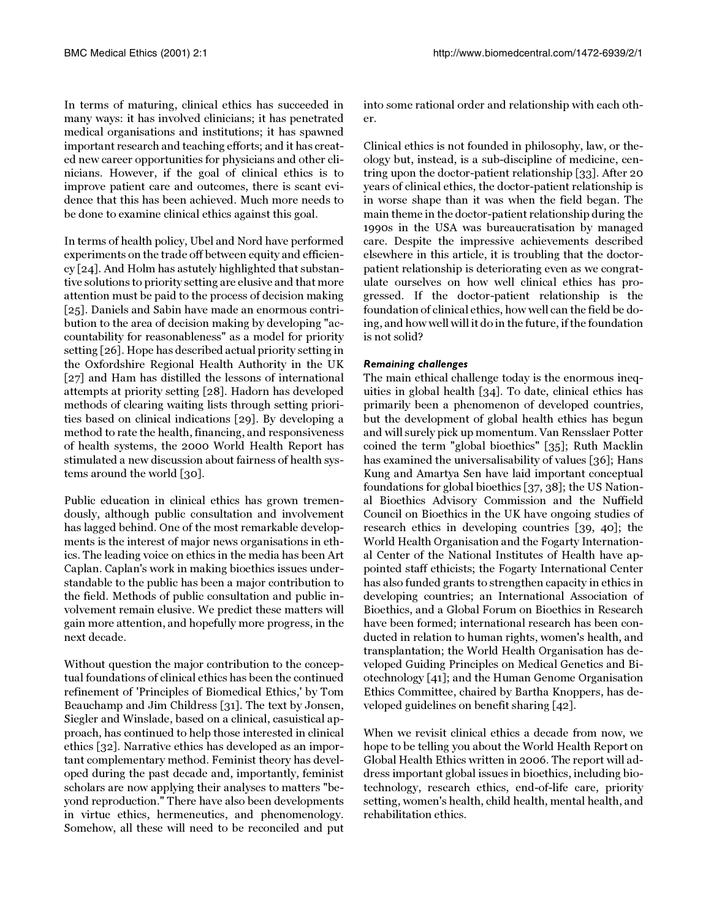In terms of maturing, clinical ethics has succeeded in many ways: it has involved clinicians; it has penetrated medical organisations and institutions; it has spawned important research and teaching efforts; and it has created new career opportunities for physicians and other clinicians. However, if the goal of clinical ethics is to improve patient care and outcomes, there is scant evidence that this has been achieved. Much more needs to be done to examine clinical ethics against this goal.

In terms of health policy, Ubel and Nord have performed experiments on the trade off between equity and efficiency [24]. And Holm has astutely highlighted that substantive solutions to priority setting are elusive and that more attention must be paid to the process of decision making [25]. Daniels and Sabin have made an enormous contribution to the area of decision making by developing "accountability for reasonableness" as a model for priority setting [26]. Hope has described actual priority setting in the Oxfordshire Regional Health Authority in the UK [27] and Ham has distilled the lessons of international attempts at priority setting [28]. Hadorn has developed methods of clearing waiting lists through setting priorities based on clinical indications [29]. By developing a method to rate the health, financing, and responsiveness of health systems, the 2000 World Health Report has stimulated a new discussion about fairness of health systems around the world [30].

Public education in clinical ethics has grown tremendously, although public consultation and involvement has lagged behind. One of the most remarkable developments is the interest of major news organisations in ethics. The leading voice on ethics in the media has been Art Caplan. Caplan's work in making bioethics issues understandable to the public has been a major contribution to the field. Methods of public consultation and public involvement remain elusive. We predict these matters will gain more attention, and hopefully more progress, in the next decade.

Without question the major contribution to the conceptual foundations of clinical ethics has been the continued refinement of 'Principles of Biomedical Ethics,' by Tom Beauchamp and Jim Childress [31]. The text by Jonsen, Siegler and Winslade, based on a clinical, casuistical approach, has continued to help those interested in clinical ethics [32]. Narrative ethics has developed as an important complementary method. Feminist theory has developed during the past decade and, importantly, feminist scholars are now applying their analyses to matters "beyond reproduction." There have also been developments in virtue ethics, hermeneutics, and phenomenology. Somehow, all these will need to be reconciled and put into some rational order and relationship with each other.

Clinical ethics is not founded in philosophy, law, or theology but, instead, is a sub-discipline of medicine, centring upon the doctor-patient relationship [33]. After 20 years of clinical ethics, the doctor-patient relationship is in worse shape than it was when the field began. The main theme in the doctor-patient relationship during the 1990s in the USA was bureaucratisation by managed care. Despite the impressive achievements described elsewhere in this article, it is troubling that the doctor-patient relationship is deteriorating even as we congratulate ourselves on how well clinical ethics has progressed. If the doctor-patient relationship is the foundation of clinical ethics, how well can the field be doing, and how well will it do in the future, if the foundation is not solid?

#### *Remaining challenges*

The main ethical challenge today is the enormous inequities in global health [34]. To date, clinical ethics has primarily been a phenomenon of developed countries, but the development of global health ethics has begun and will surely pick up momentum. Van Rensslaer Potter coined the term "global bioethics" [35]; Ruth Macklin has examined the universalisability of values [36]; Hans Kung and Amartya Sen have laid important conceptual foundations for global bioethics [37, 38]; the US National Bioethics Advisory Commission and the Nuffield Council on Bioethics in the UK have ongoing studies of research ethics in developing countries [39, 40]; the World Health Organisation and the Fogarty International Center of the National Institutes of Health have appointed staff ethicists; the Fogarty International Center has also funded grants to strengthen capacity in ethics in developing countries; an International Association of Bioethics, and a Global Forum on Bioethics in Research have been formed; international research has been conducted in relation to human rights, women's health, and transplantation; the World Health Organisation has developed Guiding Principles on Medical Genetics and Biotechnology [41]; and the Human Genome Organisation Ethics Committee, chaired by Bartha Knoppers, has developed guidelines on benefit sharing [42].

When we revisit clinical ethics a decade from now, we hope to be telling you about the World Health Report on Global Health Ethics written in 2006. The report will address important global issues in bioethics, including biotechnology, research ethics, end-of-life care, priority setting, women's health, child health, mental health, and rehabilitation ethics.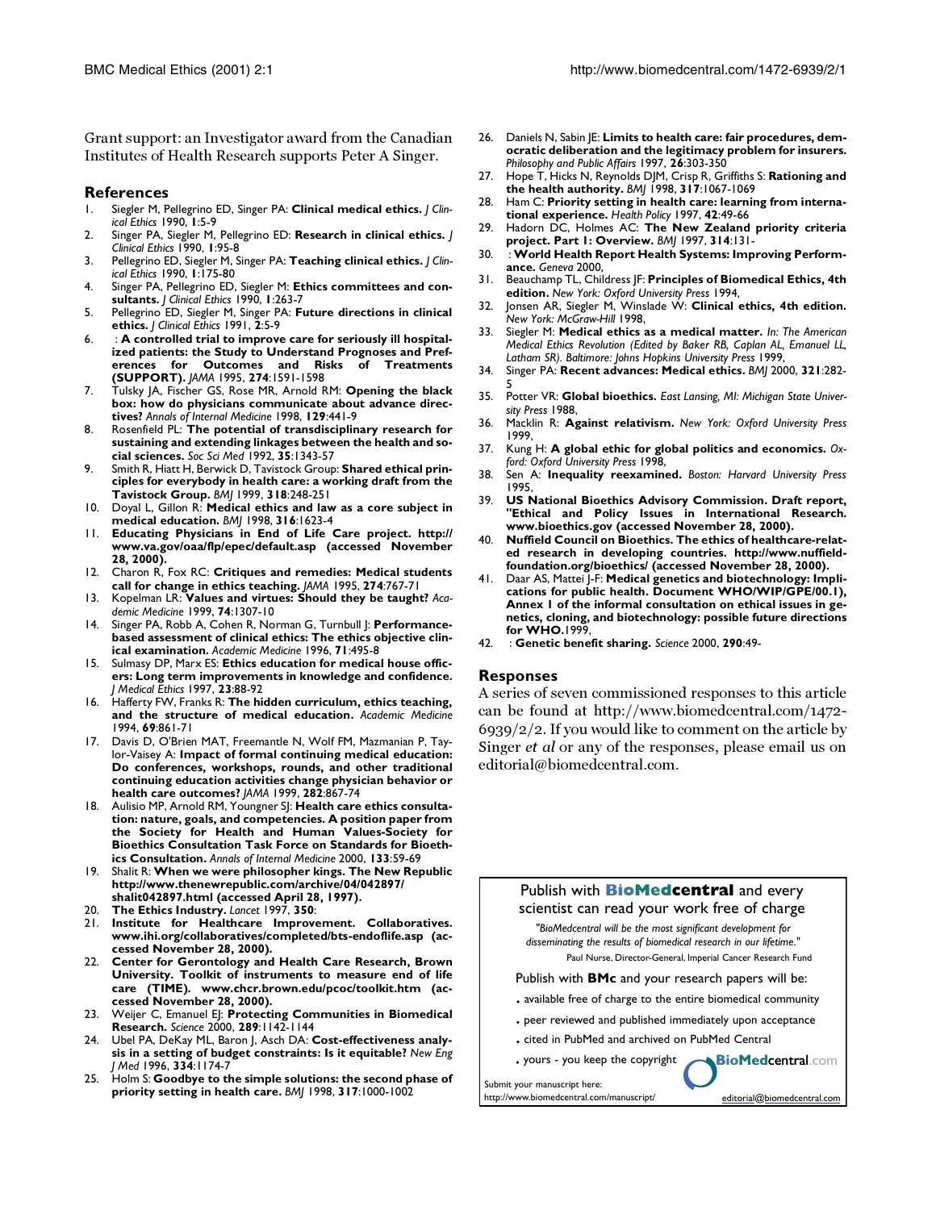Grant support: an Investigator award from the Canadian Institutes of Health Research supports Peter A Singer.

## References

1. Siegler M, Pellegrino ED, Singer PA: **Clinical medical ethics.** *J Clinical Ethics* 1990, **1**:5-9
2. Singer PA, Siegler M, Pellegrino ED: **Research in clinical ethics.** *J Clinical Ethics* 1990, **1**:95-8
3. Pellegrino ED, Siegler M, Singer PA: **Teaching clinical ethics.** *J Clinical Ethics* 1990, **1**:175-80
4. Singer PA, Pellegrino ED, Siegler M: **Ethics committees and consultants.** *J Clinical Ethics* 1990, **1**:263-7
5. Pellegrino ED, Siegler M, Singer PA: **Future directions in clinical ethics.** *J Clinical Ethics* 1991, **2**:5-9
6. : **A controlled trial to improve care for seriously ill hospitalized patients: the Study to Understand Prognoses and Preferences for Outcomes and Risks of Treatments (SUPPORT).** *JAMA* 1995, **274**:1591-1598
7. Tulsky JA, Fischer GS, Rose MR, Arnold RM: **Opening the black box: how do physicians communicate about advance directives?** *Annals of Internal Medicine* 1998, **129**:441-9
8. Rosenfield PL: **The potential of transdisciplinary research for sustaining and extending linkages between the health and social sciences.** *Soc Sci Med* 1992, **35**:1343-57
9. Smith R, Hiatt H, Berwick D, Tavistock Group: **Shared ethical principles for everybody in health care: a working draft from the Tavistock Group.** *BMJ* 1999, **318**:248-251
10. Doyal L, Gillon R: **Medical ethics and law as a core subject in medical education.** *BMJ* 1998, **316**:1623-4
11. **Educating Physicians in End of Life Care project. http://www.va.gov/oaa/flp/epec/default.asp (accessed November 28, 2000).**
12. Charon R, Fox RC: **Critiques and remedies: Medical students call for change in ethics teaching.** *JAMA* 1995, **274**:767-71
13. Kopelman LR: **Values and virtues: Should they be taught?** *Academic Medicine* 1999, **74**:1307-10
14. Singer PA, Robb A, Cohen R, Norman G, Turnbull J: **Performance-based assessment of clinical ethics: The ethics objective clinical examination.** *Academic Medicine* 1996, **71**:495-8
15. Sulmasy DP, Marx ES: **Ethics education for medical house officers: Long term improvements in knowledge and confidence.** *J Medical Ethics* 1997, **23**:88-92
16. Hafferty FW, Franks R: **The hidden curriculum, ethics teaching, and the structure of medical education.** *Academic Medicine* 1994, **69**:861-71
17. Davis D, O'Brien MAT, Freemantle N, Wolf FM, Mazmanian P, Taylor-Vaisey A: **Impact of formal continuing medical education: Do conferences, workshops, rounds, and other traditional continuing education activities change physician behavior or health care outcomes?** *JAMA* 1999, **282**:867-74
18. Aulisio MP, Arnold RM, Youngner SJ: **Health care ethics consultation: nature, goals, and competencies. A position paper from the Society for Health and Human Values-Society for Bioethics Consultation Task Force on Standards for Bioethics Consultation.** *Annals of Internal Medicine* 2000, **133**:59-69
19. Shalit R: **When we were philosopher kings. The New Republic http://www.thenewrepublic.com/archive/04/042897/shalit042897.html (accessed April 28, 1997).**
20. **The Ethics Industry.** *Lancet* 1997, **350**:
21. **Institute for Healthcare Improvement. Collaboratives. www.ihi.org/collaboratives/completed/bts-endoflife.asp (accessed November 28, 2000).**
22. **Center for Gerontology and Health Care Research, Brown University. Toolkit of instruments to measure end of life care (TIME). www.chcr.brown.edu/pcoc/toolkit.htm (accessed November 28, 2000).**
23. Weijer C, Emanuel EJ: **Protecting Communities in Biomedical Research.** *Science* 2000, **289**:1142-1144
24. Ubel PA, DeKay ML, Baron J, Asch DA: **Cost-effectiveness analysis in a setting of budget constraints: Is it equitable?** *New Eng J Med* 1996, **334**:1174-7
25. Holm S: **Goodbye to the simple solutions: the second phase of priority setting in health care.** *BMJ* 1998, **317**:1000-1002
26. Daniels N, Sabin JE: **Limits to health care: fair procedures, democratic deliberation and the legitimacy problem for insurers.** *Philosophy and Public Affairs* 1997, **26**:303-350
27. Hope T, Hicks N, Reynolds DJM, Crisp R, Griffiths S: **Rationing and the health authority.** *BMJ* 1998, **317**:1067-1069
28. Ham C: **Priority setting in health care: learning from international experience.** *Health Policy* 1997, **42**:49-66
29. Hadorn DC, Holmes AC: **The New Zealand priority criteria project. Part 1: Overview.** *BMJ* 1997, **314**:131-
30. : **World Health Report Health Systems: Improving Performance.** *Geneva* 2000,
31. Beauchamp TL, Childress JF: **Principles of Biomedical Ethics, 4th edition.** *New York: Oxford University Press* 1994,
32. Jonsen AR, Siegler M, Winslade W: **Clinical ethics, 4th edition.** *New York: McGraw-Hill* 1998,
33. Siegler M: **Medical ethics as a medical matter.** *In: The American Medical Ethics Revolution (Edited by Baker RB, Caplan AL, Emanuel LL, Latham SR). Baltimore: Johns Hopkins University Press* 1999,
34. Singer PA: **Recent advances: Medical ethics.** *BMJ* 2000, **321**:282-5
35. Potter VR: **Global bioethics.** *East Lansing, MI: Michigan State University Press* 1988,
36. Macklin R: **Against relativism.** *New York: Oxford University Press* 1999,
37. Kung H: **A global ethic for global politics and economics.** *Oxford: Oxford University Press* 1998,
38. Sen A: **Inequality reexamined.** *Boston: Harvard University Press* 1995,
39. **US National Bioethics Advisory Commission. Draft report, "Ethical and Policy Issues in International Research. www.bioethics.gov (accessed November 28, 2000).**
40. **Nuffield Council on Bioethics. The ethics of healthcare-related research in developing countries. http://www.nuffieldfoundation.org/bioethics/ (accessed November 28, 2000).**
41. Daar AS, Mattei J-F: **Medical genetics and biotechnology: Implications for public health. Document WHO/WIP/GPE/00.1), Annex 1 of the informal consultation on ethical issues in genetics, cloning, and biotechnology: possible future directions for WHO.** 1999,
42. : **Genetic benefit sharing.** *Science* 2000, **290**:49-

## Responses

A series of seven commissioned responses to this article can be found at http://www.biomedcentral.com/1472-6939/2/2. If you would like to comment on the article by Singer *et al* or any of the responses, please email us on editorial@biomedcentral.com.

Publish with **BioMedcentral** and every scientist can read your work free of charge

*"BioMedcentral will be the most significant development for disseminating the results of biomedical research in our lifetime."*

Paul Nurse, Director-General, Imperial Cancer Research Fund

Publish with **BMc** and your research papers will be:

- available free of charge to the entire biomedical community
- peer reviewed and published immediately upon acceptance
- cited in PubMed and archived on PubMed Central
- yours - you keep the copyright

Submit your manuscript here:
http://www.biomedcentral.com/manuscript/

editorial@biomedcentral.com